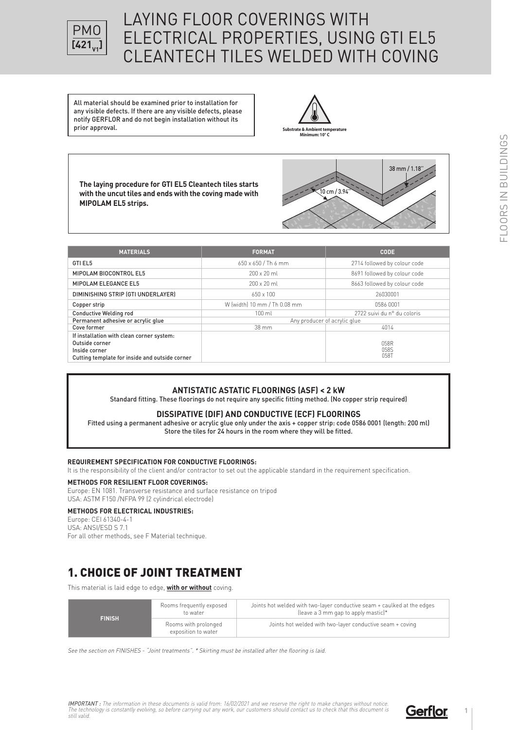# LAYING FLOOR COVERINGS WITH ELECTRICAL PROPERTIES, USING GTI EL5 CLEANTECH TILES WELDED WITH COVING

PMO [$421_{V1}$]

All material should be examined prior to installation for any visible defects. If there are any visible defects, please notify GERFLOR and do not begin installation without its prior approval.

Substrate & Ambient temperature Minimum: 10° C

**The laying procedure for GTI EL5 Cleantech tiles starts with the uncut tiles and ends with the coving made with MIPOLAM EL5 strips.**

38 mm / 1.18''

10 cm / 3.94''

| MATERIALS | FORMAT | CODE |
|---|---|---|
| GTI EL5 | 650 x 650 / Th 6 mm | 2714 followed by colour code |
| MIPOLAM BIOCONTROL EL5 | 200 x 20 ml | 8691 followed by colour code |
| MIPOLAM ELEGANCE EL5 | 200 x 20 ml | 8663 followed by colour code |
| DIMINISHING STRIP (GTI UNDERLAYER) | 650 x 100 | 26030001 |
| Copper strip | W (width) 10 mm / Th 0.08 mm | 0586 0001 |
| Conductive Welding rod | 100 ml | 2722 suivi du n° du coloris |
| Permanent adhesive or acrylic glue | Any producer of acrylic glue | |
| Cove former | 38 mm | 4014 |
| If installation with clean corner system:<br>Outside corner<br>Inside corner<br>Cutting template for inside and outside corner | | <br>058R<br>058S<br>058T |

**ANTISTATIC ASTATIC FLOORINGS (ASF) < 2 kW**

Standard fitting. These floorings do not require any specific fitting method. (No copper strip required)

**DISSIPATIVE (DIF) AND CONDUCTIVE (ECF) FLOORINGS**

Fitted using a permanent adhesive or acrylic glue only under the axis + copper strip: code 0586 0001 (length: 200 ml)
Store the tiles for 24 hours in the room where they will be fitted.

**REQUIREMENT SPECIFICATION FOR CONDUCTIVE FLOORINGS:**

It is the responsibility of the client and/or contractor to set out the applicable standard in the requirement specification.

**METHODS FOR RESILIENT FLOOR COVERINGS:**

Europe: EN 1081. Transverse resistance and surface resistance on tripod
USA: ASTM F150 /NFPA 99 (2 cylindrical electrode)

**METHODS FOR ELECTRICAL INDUSTRIES:**

Europe: CEI 61340-4-1
USA: ANSI/ESD S 7.1
For all other methods, see F Material technique.

## 1. CHOICE OF JOINT TREATMENT

This material is laid edge to edge, **with or without** coving.

| FINISH | | |
|---|---|---|
| | Rooms frequently exposed to water | Joints hot welded with two-layer conductive seam + caulked at the edges (leave a 3 mm gap to apply mastic)* |
| | Rooms with prolonged exposition to water | Joints hot welded with two-layer conductive seam + coving |

*See the section on FINISHES - "Joint treatments". * Skirting must be installed after the flooring is laid.*

***IMPORTANT :*** *The information in these documents is valid from: 16/02/2021 and we reserve the right to make changes without notice. The technology is constantly evolving, so before carrying out any work, our customers should contact us to check that this document is still valid.*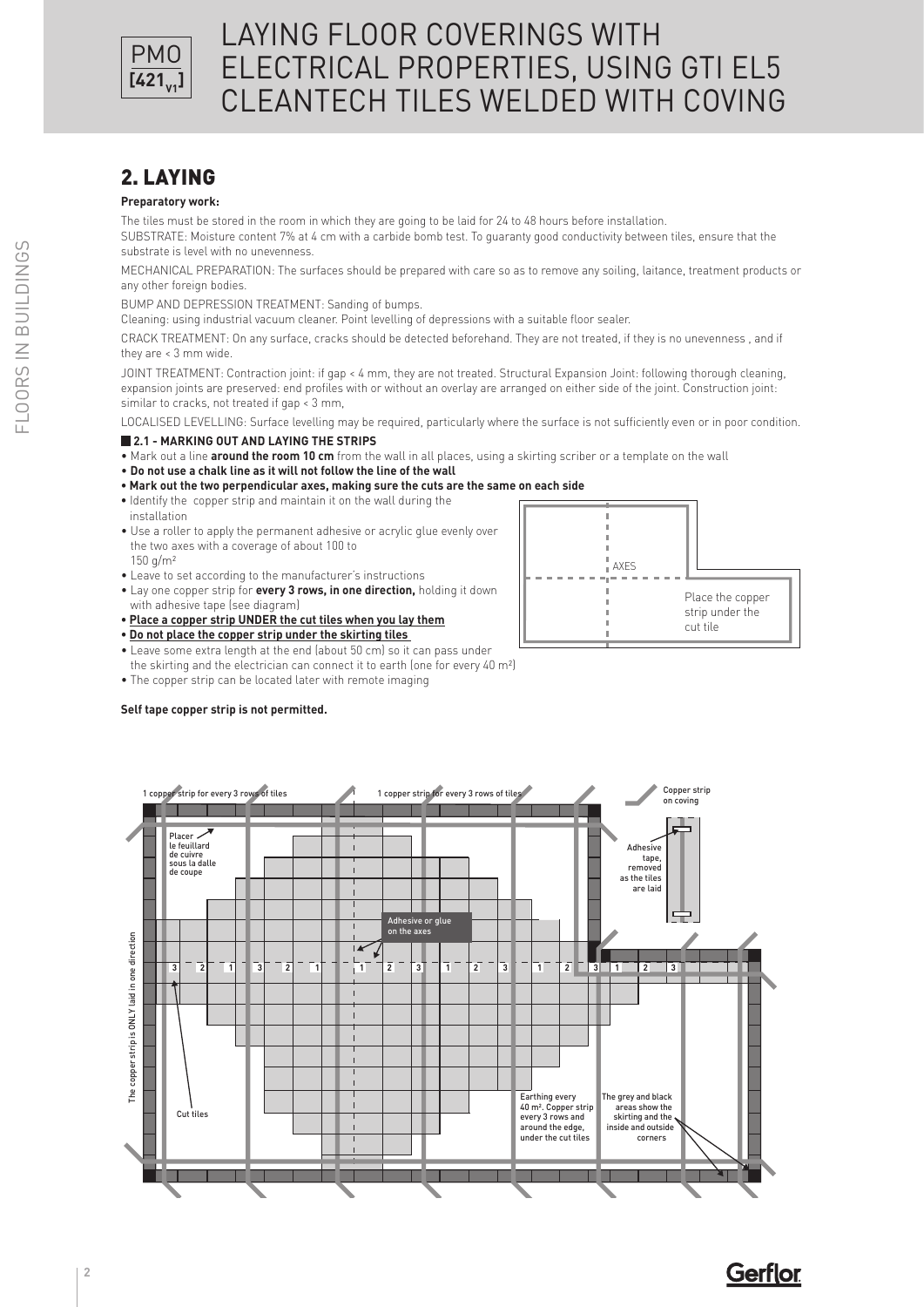# LAYING FLOOR COVERINGS WITH ELECTRICAL PROPERTIES, USING GTI EL5 CLEANTECH TILES WELDED WITH COVING

## 2. LAYING

**Preparatory work:**

The tiles must be stored in the room in which they are going to be laid for 24 to 48 hours before installation.

SUBSTRATE: Moisture content 7% at 4 cm with a carbide bomb test. To guaranty good conductivity between tiles, ensure that the substrate is level with no unevenness.

MECHANICAL PREPARATION: The surfaces should be prepared with care so as to remove any soiling, laitance, treatment products or any other foreign bodies.

BUMP AND DEPRESSION TREATMENT: Sanding of bumps.

Cleaning: using industrial vacuum cleaner. Point levelling of depressions with a suitable floor sealer.

CRACK TREATMENT: On any surface, cracks should be detected beforehand. They are not treated, if they is no unevenness , and if they are < 3 mm wide.

JOINT TREATMENT: Contraction joint: if gap < 4 mm, they are not treated. Structural Expansion Joint: following thorough cleaning, expansion joints are preserved: end profiles with or without an overlay are arranged on either side of the joint. Construction joint: similar to cracks, not treated if gap < 3 mm,

LOCALISED LEVELLING: Surface levelling may be required, particularly where the surface is not sufficiently even or in poor condition.

### 2.1 - MARKING OUT AND LAYING THE STRIPS

- Mark out a line **around the room 10 cm** from the wall in all places, using a skirting scriber or a template on the wall
- **Do not use a chalk line as it will not follow the line of the wall**
- **Mark out the two perpendicular axes, making sure the cuts are the same on each side**
- Identify the copper strip and maintain it on the wall during the installation
- Use a roller to apply the permanent adhesive or acrylic glue evenly over the two axes with a coverage of about 100 to 150 g/m²
- Leave to set according to the manufacturer's instructions
- Lay one copper strip for **every 3 rows, in one direction,** holding it down with adhesive tape (see diagram)
- **Place a copper strip UNDER the cut tiles when you lay them**
- **Do not place the copper strip under the skirting tiles**
- Leave some extra length at the end (about 50 cm) so it can pass under the skirting and the electrician can connect it to earth (one for every 40 m²)
- The copper strip can be located later with remote imaging

AXES

Place the copper strip under the cut tile

**Self tape copper strip is not permitted.**

1 copper strip for every 3 rows of tiles

1 copper strip for every 3 rows of tiles

Copper strip on coving

Placer le feuillard de cuivre sous la dalle de coupe

Adhesive tape, removed as the tiles are laid

Adhesive or glue on the axes

3 2 1 3 2 1 1 2 3 1 2 3 1 2 3 1 2 3

The copper strip is ONLY laid in one direction

Cut tiles

Earthing every 40 m². Copper strip every 3 rows and around the edge, under the cut tiles

The grey and black areas show the skirting and the inside and outside corners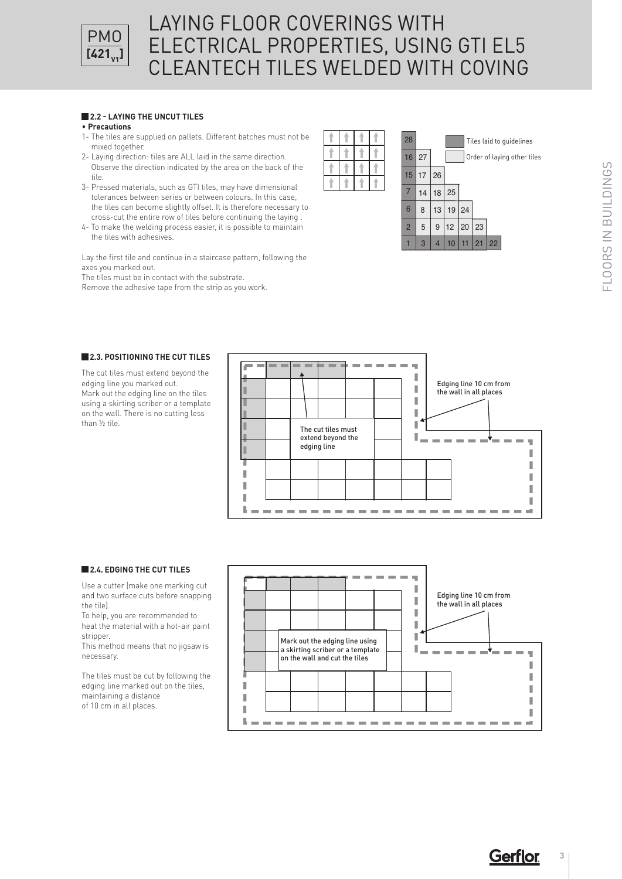# LAYING FLOOR COVERINGS WITH ELECTRICAL PROPERTIES, USING GTI EL5 CLEANTECH TILES WELDED WITH COVING

## 2.2 - LAYING THE UNCUT TILES

**• Precautions**

1- The tiles are supplied on pallets. Different batches must not be mixed together.
2- Laying direction: tiles are ALL laid in the same direction. Observe the direction indicated by the area on the back of the tile.
3- Pressed materials, such as GTI tiles, may have dimensional tolerances between series or between colours. In this case, the tiles can become slightly offset. It is therefore necessary to cross-cut the entire row of tiles before continuing the laying .
4- To make the welding process easier, it is possible to maintain the tiles with adhesives.

Lay the first tile and continue in a staircase pattern, following the axes you marked out.
The tiles must be in contact with the substrate.
Remove the adhesive tape from the strip as you work.

| | | | | | | |
|---|---|---|---|---|---|---|
| 28 | | | | | | |
| 16 | 27 | | | | | |
| 15 | 17 | 26 | | | | |
| 7 | 14 | 18 | 25 | | | |
| 6 | 8 | 13 | 19 | 24 | | |
| 2 | 5 | 9 | 12 | 20 | 23 | |
| 1 | 3 | 4 | 10 | 11 | 21 | 22 |

Tiles laid to guidelines
Order of laying other tiles

## 2.3. POSITIONING THE CUT TILES

The cut tiles must extend beyond the edging line you marked out.
Mark out the edging line on the tiles using a skirting scriber or a template on the wall. There is no cutting less than ½ tile.

The cut tiles must extend beyond the edging line

Edging line 10 cm from the wall in all places

## 2.4. EDGING THE CUT TILES

Use a cutter (make one marking cut and two surface cuts before snapping the tile).
To help, you are recommended to heat the material with a hot-air paint stripper.
This method means that no jigsaw is necessary.

The tiles must be cut by following the edging line marked out on the tiles, maintaining a distance of 10 cm in all places.

Mark out the edging line using a skirting scriber or a template on the wall and cut the tiles

Edging line 10 cm from the wall in all places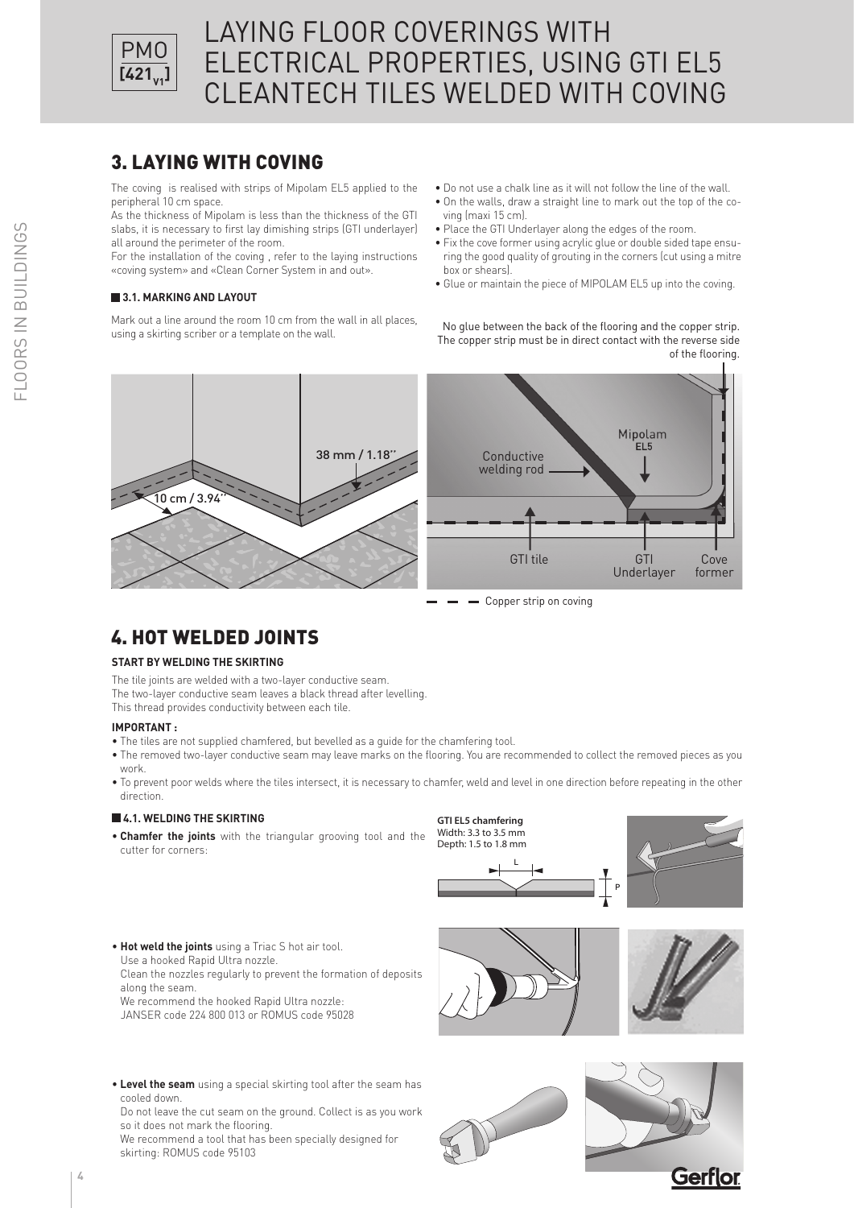# LAYING FLOOR COVERINGS WITH ELECTRICAL PROPERTIES, USING GTI EL5 CLEANTECH TILES WELDED WITH COVING

## 3. LAYING WITH COVING

The coving is realised with strips of Mipolam EL5 applied to the peripheral 10 cm space.
As the thickness of Mipolam is less than the thickness of the GTI slabs, it is necessary to first lay dimishing strips (GTI underlayer) all around the perimeter of the room.
For the installation of the coving , refer to the laying instructions «coving system» and «Clean Corner System in and out».

### 3.1. MARKING AND LAYOUT

Mark out a line around the room 10 cm from the wall in all places, using a skirting scriber or a template on the wall.

- Do not use a chalk line as it will not follow the line of the wall.
- On the walls, draw a straight line to mark out the top of the coving (maxi 15 cm).
- Place the GTI Underlayer along the edges of the room.
- Fix the cove former using acrylic glue or double sided tape ensuring the good quality of grouting in the corners (cut using a mitre box or shears).
- Glue or maintain the piece of MIPOLAM EL5 up into the coving.

No glue between the back of the flooring and the copper strip. The copper strip must be in direct contact with the reverse side of the flooring.

38 mm / 1.18''

10 cm / 3.94''

Mipolam EL5

Conductive welding rod

GTI tile

GTI Underlayer

Cove former

Copper strip on coving

## 4. HOT WELDED JOINTS

**START BY WELDING THE SKIRTING**

The tile joints are welded with a two-layer conductive seam.
The two-layer conductive seam leaves a black thread after levelling.
This thread provides conductivity between each tile.

**IMPORTANT :**

- The tiles are not supplied chamfered, but bevelled as a guide for the chamfering tool.
- The removed two-layer conductive seam may leave marks on the flooring. You are recommended to collect the removed pieces as you work.
- To prevent poor welds where the tiles intersect, it is necessary to chamfer, weld and level in one direction before repeating in the other direction.

### 4.1. WELDING THE SKIRTING

- **Chamfer the joints** with the triangular grooving tool and the cutter for corners:

**GTI EL5 chamfering**
Width: 3.3 to 3.5 mm
Depth: 1.5 to 1.8 mm

L

P

- **Hot weld the joints** using a Triac S hot air tool.
  Use a hooked Rapid Ultra nozzle.
  Clean the nozzles regularly to prevent the formation of deposits along the seam.
  We recommend the hooked Rapid Ultra nozzle:
  JANSER code 224 800 013 or ROMUS code 95028

- **Level the seam** using a special skirting tool after the seam has cooled down.
  Do not leave the cut seam on the ground. Collect is as you work so it does not mark the flooring.
  We recommend a tool that has been specially designed for skirting: ROMUS code 95103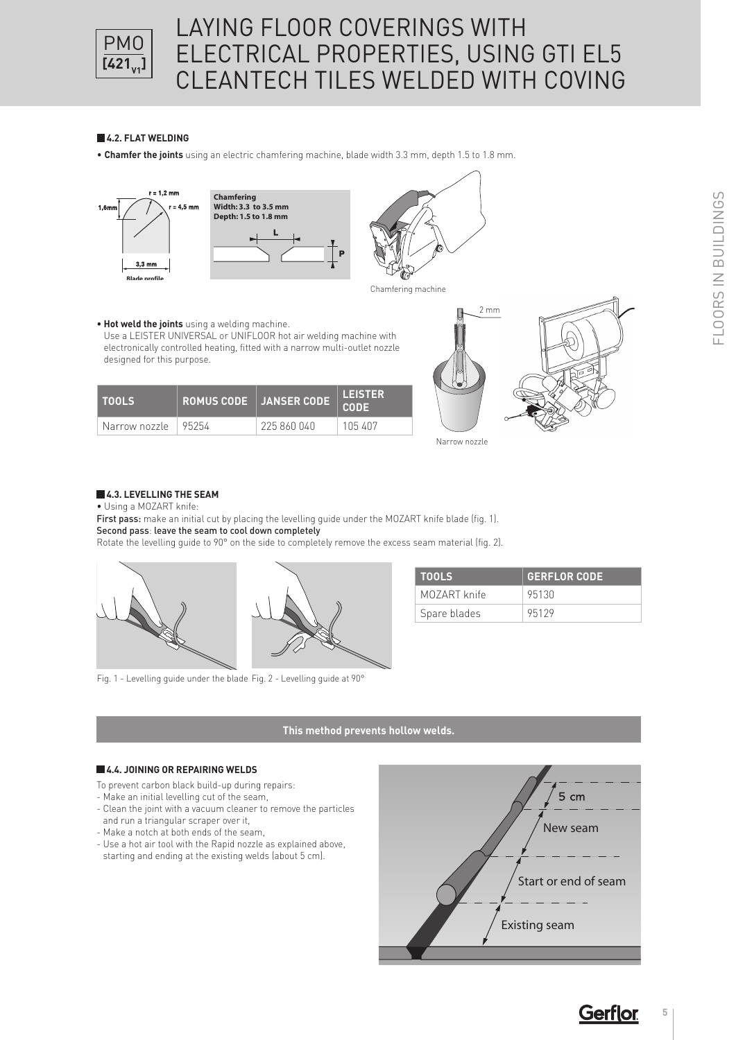# LAYING FLOOR COVERINGS WITH ELECTRICAL PROPERTIES, USING GTI EL5 CLEANTECH TILES WELDED WITH COVING

### 4.2. FLAT WELDING

- **Chamfer the joints** using an electric chamfering machine, blade width 3.3 mm, depth 1.5 to 1.8 mm.

r = 1,2 mm
1,6mm
r = 4,5 mm
3,3 mm
Blade profile

**Chamfering**
**Width: 3.3 to 3.5 mm**
**Depth: 1.5 to 1.8 mm**

Chamfering machine

- **Hot weld the joints** using a welding machine.
  Use a LEISTER UNIVERSAL or UNIFLOOR hot air welding machine with electronically controlled heating, fitted with a narrow multi-outlet nozzle designed for this purpose.

| TOOLS | ROMUS CODE | JANSER CODE | LEISTER CODE |
|---|---|---|---|
| Narrow nozzle | 95254 | 225 860 040 | 105 407 |

2 mm

Narrow nozzle

### 4.3. LEVELLING THE SEAM

- Using a MOZART knife:

First pass: make an initial cut by placing the levelling guide under the MOZART knife blade (fig. 1).
Second pass: leave the seam to cool down completely
Rotate the levelling guide to 90° on the side to completely remove the excess seam material (fig. 2).

| TOOLS | GERFLOR CODE |
|---|---|
| MOZART knife | 95130 |
| Spare blades | 95129 |

Fig. 1 - Levelling guide under the blade Fig. 2 - Levelling guide at 90°

**This method prevents hollow welds.**

### 4.4. JOINING OR REPAIRING WELDS

To prevent carbon black build-up during repairs:

- Make an initial levelling cut of the seam,
- Clean the joint with a vacuum cleaner to remove the particles and run a triangular scraper over it,
- Make a notch at both ends of the seam,
- Use a hot air tool with the Rapid nozzle as explained above, starting and ending at the existing welds (about 5 cm).

5 cm
New seam
Start or end of seam
Existing seam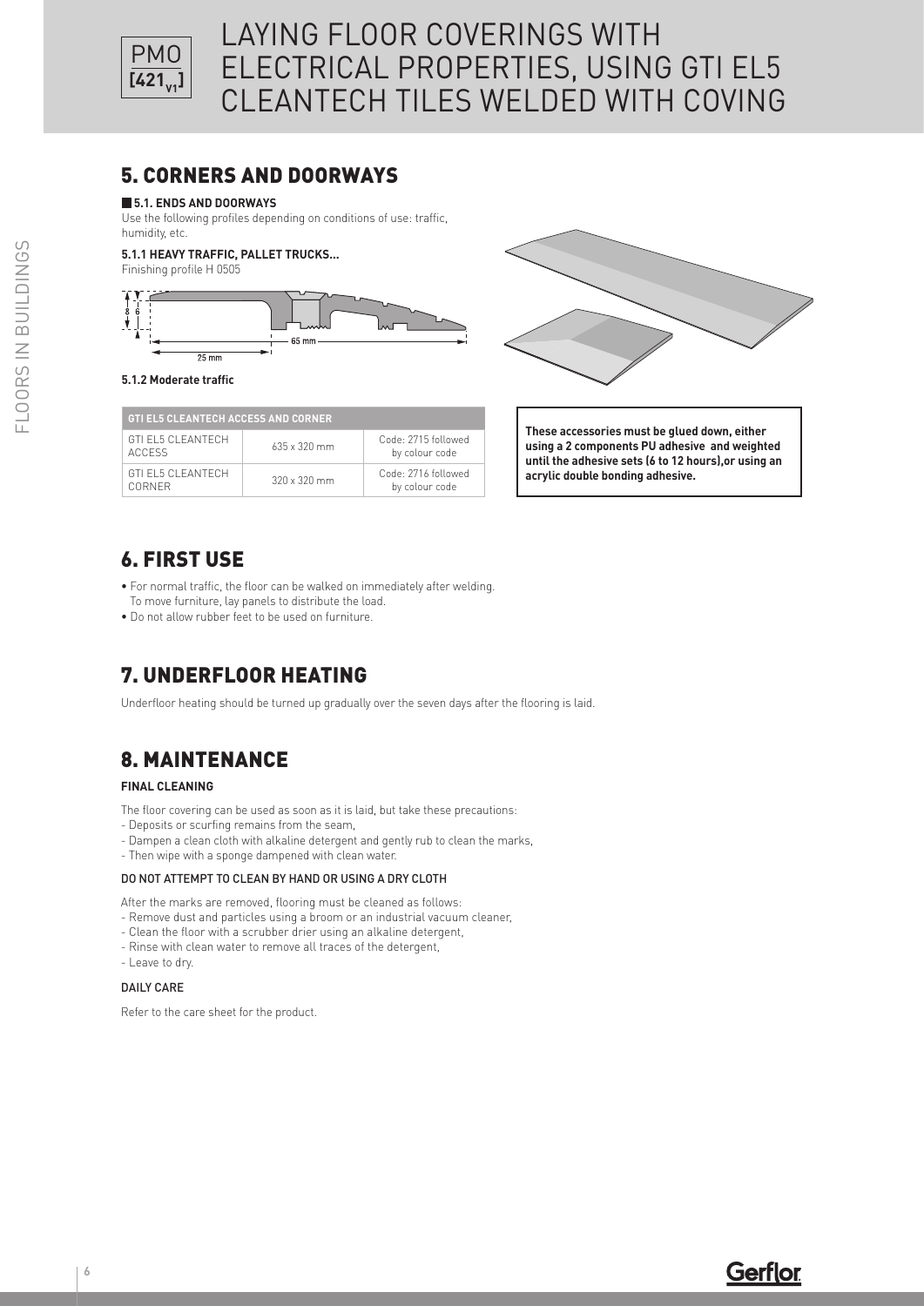## 5. CORNERS AND DOORWAYS

### 5.1. ENDS AND DOORWAYS

Use the following profiles depending on conditions of use: traffic, humidity, etc.

**5.1.1 HEAVY TRAFFIC, PALLET TRUCKS...**

Finishing profile H 0505

8
6
65 mm
25 mm

**5.1.2 Moderate traffic**

| GTI EL5 CLEANTECH ACCESS AND CORNER | | |
|---|---|---|
| GTI EL5 CLEANTECH ACCESS | 635 x 320 mm | Code: 2715 followed by colour code |
| GTI EL5 CLEANTECH CORNER | 320 x 320 mm | Code: 2716 followed by colour code |

**These accessories must be glued down, either using a 2 components PU adhesive and weighted until the adhesive sets (6 to 12 hours),or using an acrylic double bonding adhesive.**

## 6. FIRST USE

- For normal traffic, the floor can be walked on immediately after welding. To move furniture, lay panels to distribute the load.
- Do not allow rubber feet to be used on furniture.

## 7. UNDERFLOOR HEATING

Underfloor heating should be turned up gradually over the seven days after the flooring is laid.

## 8. MAINTENANCE

**FINAL CLEANING**

The floor covering can be used as soon as it is laid, but take these precautions:
- Deposits or scurfing remains from the seam,
- Dampen a clean cloth with alkaline detergent and gently rub to clean the marks,
- Then wipe with a sponge dampened with clean water.

DO NOT ATTEMPT TO CLEAN BY HAND OR USING A DRY CLOTH

After the marks are removed, flooring must be cleaned as follows:
- Remove dust and particles using a broom or an industrial vacuum cleaner,
- Clean the floor with a scrubber drier using an alkaline detergent,
- Rinse with clean water to remove all traces of the detergent,
- Leave to dry.

DAILY CARE

Refer to the care sheet for the product.